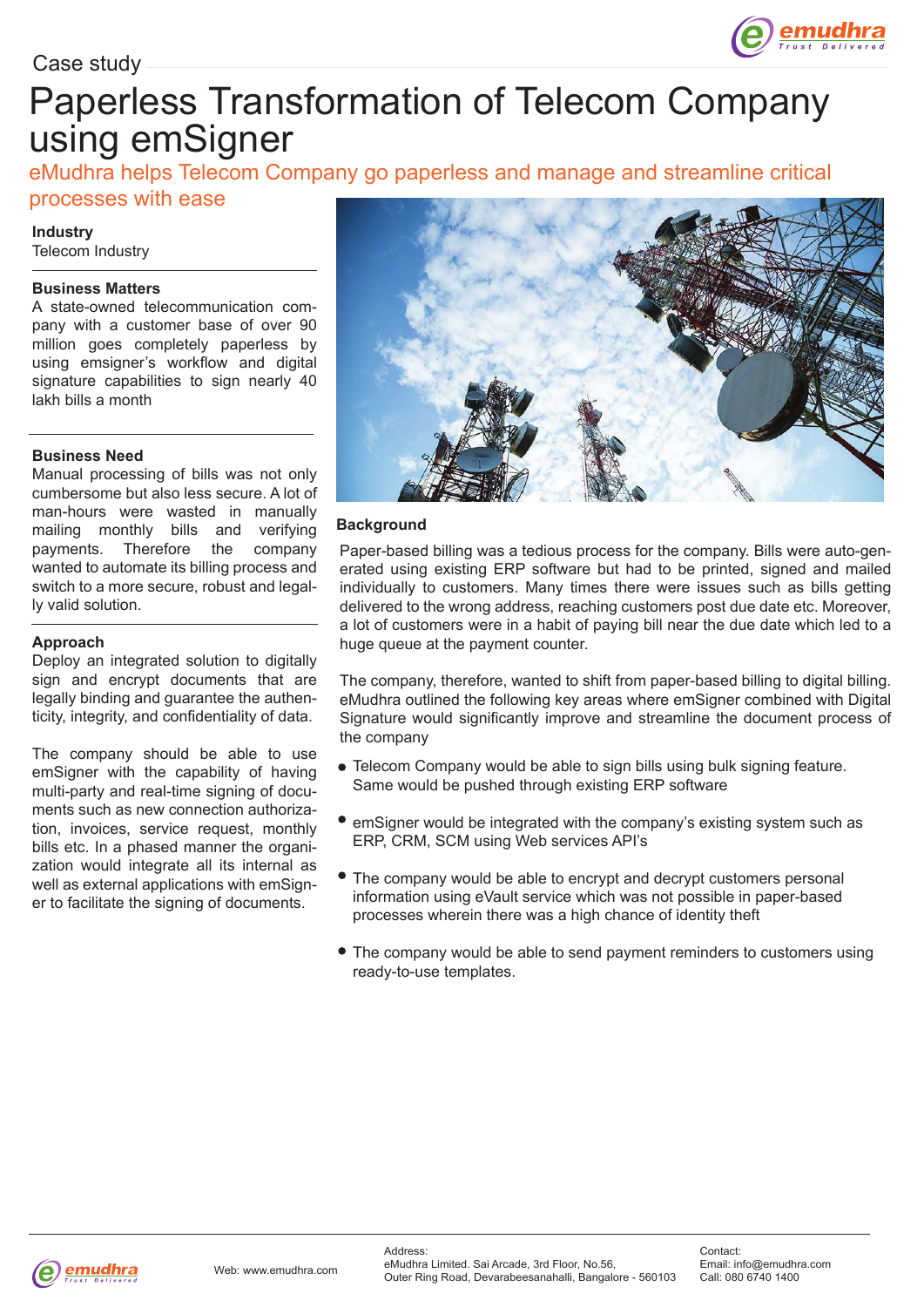Case study

# Paperless Transformation of Telecom Company using emSigner

## eMudhra helps Telecom Company go paperless and manage and streamline critical processes with ease

**Industry**

Telecom Industry

**Business Matters**

A state-owned telecommunication company with a customer base of over 90 million goes completely paperless by using emsigner's workflow and digital signature capabilities to sign nearly 40 lakh bills a month

**Business Need**

Manual processing of bills was not only cumbersome but also less secure. A lot of man-hours were wasted in manually mailing monthly bills and verifying payments. Therefore the company wanted to automate its billing process and switch to a more secure, robust and legally valid solution.

**Approach**

Deploy an integrated solution to digitally sign and encrypt documents that are legally binding and guarantee the authenticity, integrity, and confidentiality of data.

The company should be able to use emSigner with the capability of having multi-party and real-time signing of documents such as new connection authorization, invoices, service request, monthly bills etc. In a phased manner the organization would integrate all its internal as well as external applications with emSigner to facilitate the signing of documents.

**Background**

Paper-based billing was a tedious process for the company. Bills were auto-generated using existing ERP software but had to be printed, signed and mailed individually to customers. Many times there were issues such as bills getting delivered to the wrong address, reaching customers post due date etc. Moreover, a lot of customers were in a habit of paying bill near the due date which led to a huge queue at the payment counter.

The company, therefore, wanted to shift from paper-based billing to digital billing. eMudhra outlined the following key areas where emSigner combined with Digital Signature would significantly improve and streamline the document process of the company

- Telecom Company would be able to sign bills using bulk signing feature. Same would be pushed through existing ERP software
- emSigner would be integrated with the company's existing system such as ERP, CRM, SCM using Web services API's
- The company would be able to encrypt and decrypt customers personal information using eVault service which was not possible in paper-based processes wherein there was a high chance of identity theft
- The company would be able to send payment reminders to customers using ready-to-use templates.

Web: www.emudhra.com

Address:
eMudhra Limited. Sai Arcade, 3rd Floor, No.56,
Outer Ring Road, Devarabeesanahalli, Bangalore - 560103

Contact:
Email: info@emudhra.com
Call: 080 6740 1400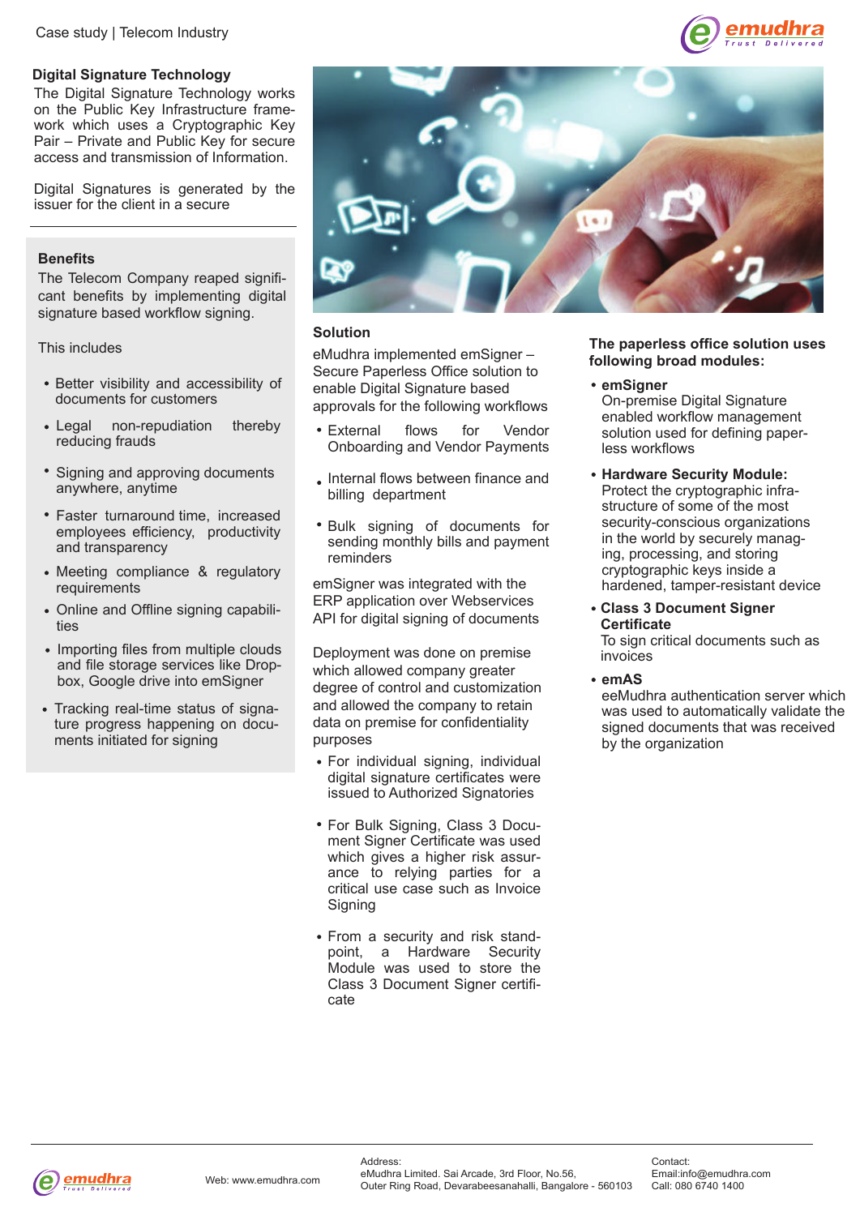## Digital Signature Technology

The Digital Signature Technology works on the Public Key Infrastructure framework which uses a Cryptographic Key Pair – Private and Public Key for secure access and transmission of Information.

Digital Signatures is generated by the issuer for the client in a secure

## Benefits

The Telecom Company reaped significant benefits by implementing digital signature based workflow signing.

This includes

- Better visibility and accessibility of documents for customers
- Legal non-repudiation thereby reducing frauds
- Signing and approving documents anywhere, anytime
- Faster turnaround time, increased employees efficiency, productivity and transparency
- Meeting compliance & regulatory requirements
- Online and Offline signing capabilities
- Importing files from multiple clouds and file storage services like Dropbox, Google drive into emSigner
- Tracking real-time status of signature progress happening on documents initiated for signing

## Solution

eMudhra implemented emSigner – Secure Paperless Office solution to enable Digital Signature based approvals for the following workflows

- External flows for Vendor Onboarding and Vendor Payments
- Internal flows between finance and billing department
- Bulk signing of documents for sending monthly bills and payment reminders

emSigner was integrated with the ERP application over Webservices API for digital signing of documents

Deployment was done on premise which allowed company greater degree of control and customization and allowed the company to retain data on premise for confidentiality purposes

- For individual signing, individual digital signature certificates were issued to Authorized Signatories
- For Bulk Signing, Class 3 Document Signer Certificate was used which gives a higher risk assurance to relying parties for a critical use case such as Invoice Signing
- From a security and risk standpoint, a Hardware Security Module was used to store the Class 3 Document Signer certificate

**The paperless office solution uses following broad modules:**

- **emSigner**
  On-premise Digital Signature enabled workflow management solution used for defining paperless workflows
- **Hardware Security Module:**
  Protect the cryptographic infrastructure of some of the most security-conscious organizations in the world by securely managing, processing, and storing cryptographic keys inside a hardened, tamper-resistant device
- **Class 3 Document Signer Certificate**
  To sign critical documents such as invoices
- **emAS**
  eeMudhra authentication server which was used to automatically validate the signed documents that was received by the organization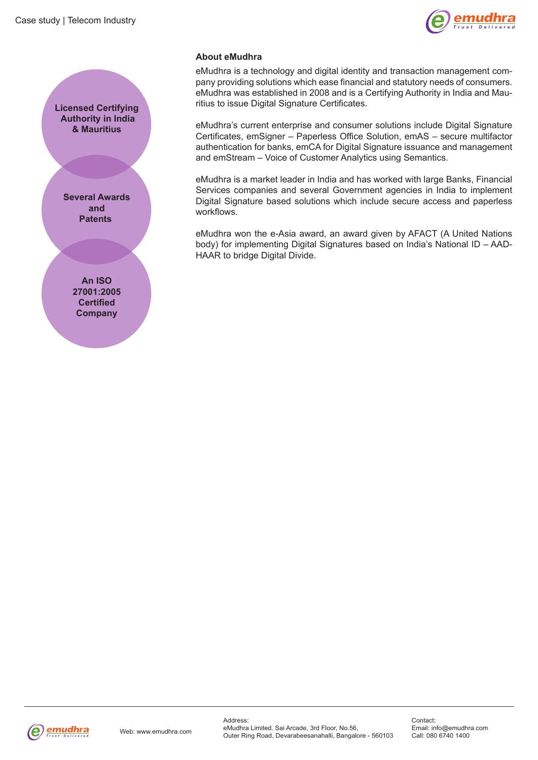Licensed Certifying Authority in India & Mauritius

Several Awards and Patents

An ISO 27001:2005 Certified Company

## About eMudhra

eMudhra is a technology and digital identity and transaction management company providing solutions which ease financial and statutory needs of consumers. eMudhra was established in 2008 and is a Certifying Authority in India and Mauritius to issue Digital Signature Certificates.

eMudhra's current enterprise and consumer solutions include Digital Signature Certificates, emSigner – Paperless Office Solution, emAS – secure multifactor authentication for banks, emCA for Digital Signature issuance and management and emStream – Voice of Customer Analytics using Semantics.

eMudhra is a market leader in India and has worked with large Banks, Financial Services companies and several Government agencies in India to implement Digital Signature based solutions which include secure access and paperless workflows.

eMudhra won the e-Asia award, an award given by AFACT (A United Nations body) for implementing Digital Signatures based on India's National ID – AADHAAR to bridge Digital Divide.

Web: www.emudhra.com

Address:
eMudhra Limited. Sai Arcade, 3rd Floor, No.56,
Outer Ring Road, Devarabeesanahalli, Bangalore - 560103

Contact:
Email: info@emudhra.com
Call: 080 6740 1400